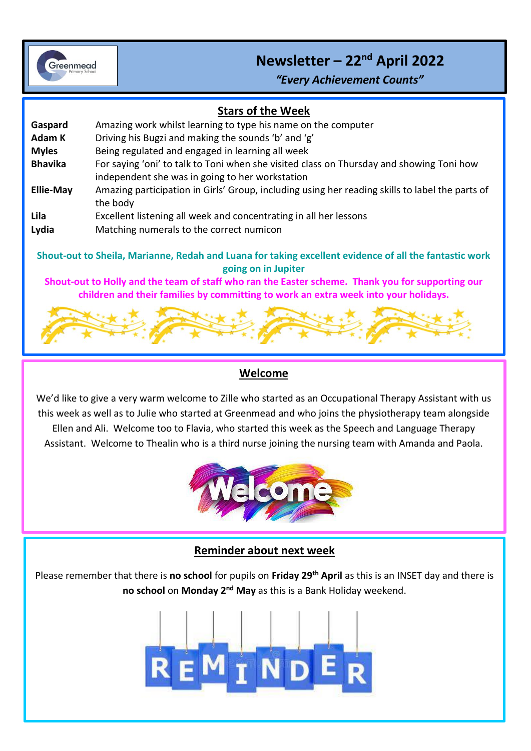# Newsletter – 22nd April 2022

*"Every Achievement Counts"*

## Stars of the Week

| | |
|---|---|
| **Gaspard** | Amazing work whilst learning to type his name on the computer |
| **Adam K** | Driving his Bugzi and making the sounds 'b' and 'g' |
| **Myles** | Being regulated and engaged in learning all week |
| **Bhavika** | For saying 'oni' to talk to Toni when she visited class on Thursday and showing Toni how independent she was in going to her workstation |
| **Ellie-May** | Amazing participation in Girls' Group, including using her reading skills to label the parts of the body |
| **Lila** | Excellent listening all week and concentrating in all her lessons |
| **Lydia** | Matching numerals to the correct numicon |

**Shout-out to Sheila, Marianne, Redah and Luana for taking excellent evidence of all the fantastic work going on in Jupiter**

**Shout-out to Holly and the team of staff who ran the Easter scheme. Thank you for supporting our children and their families by committing to work an extra week into your holidays.**

## Welcome

We'd like to give a very warm welcome to Zille who started as an Occupational Therapy Assistant with us this week as well as to Julie who started at Greenmead and who joins the physiotherapy team alongside Ellen and Ali. Welcome too to Flavia, who started this week as the Speech and Language Therapy Assistant. Welcome to Thealin who is a third nurse joining the nursing team with Amanda and Paola.

## Reminder about next week

Please remember that there is **no school** for pupils on **Friday 29th April** as this is an INSET day and there is **no school** on **Monday 2nd May** as this is a Bank Holiday weekend.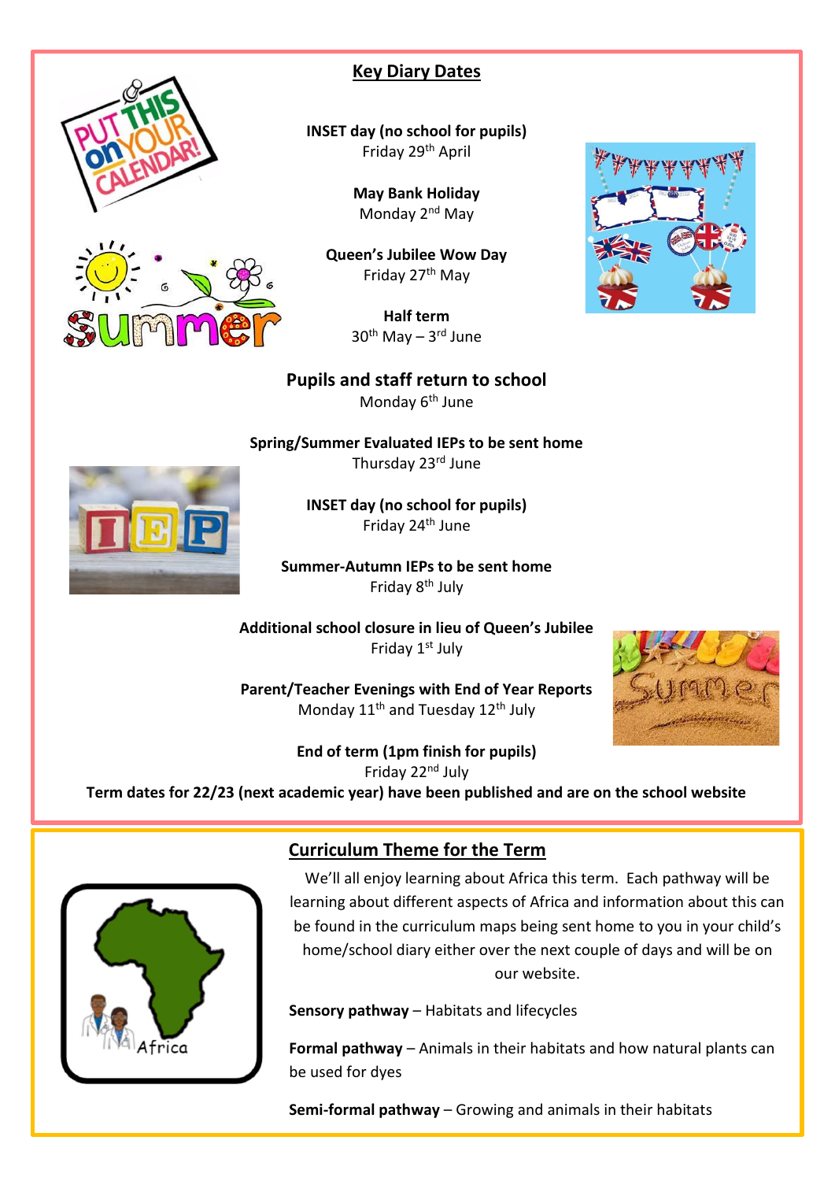## Key Diary Dates

**INSET day (no school for pupils)**
Friday 29th April

**May Bank Holiday**
Monday 2nd May

**Queen's Jubilee Wow Day**
Friday 27th May

**Half term**
30th May – 3rd June

**Pupils and staff return to school**
Monday 6th June

**Spring/Summer Evaluated IEPs to be sent home**
Thursday 23rd June

**INSET day (no school for pupils)**
Friday 24th June

**Summer-Autumn IEPs to be sent home**
Friday 8th July

**Additional school closure in lieu of Queen's Jubilee**
Friday 1st July

**Parent/Teacher Evenings with End of Year Reports**
Monday 11th and Tuesday 12th July

**End of term (1pm finish for pupils)**
Friday 22nd July

**Term dates for 22/23 (next academic year) have been published and are on the school website**

## Curriculum Theme for the Term

We'll all enjoy learning about Africa this term. Each pathway will be learning about different aspects of Africa and information about this can be found in the curriculum maps being sent home to you in your child's home/school diary either over the next couple of days and will be on our website.

**Sensory pathway** – Habitats and lifecycles

**Formal pathway** – Animals in their habitats and how natural plants can be used for dyes

**Semi-formal pathway** – Growing and animals in their habitats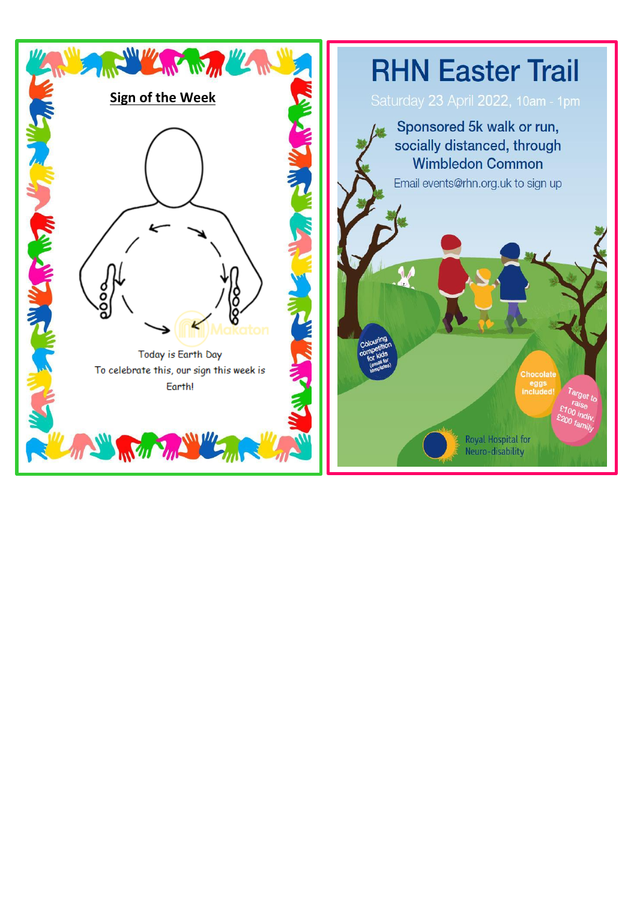## Sign of the Week

Today is Earth Day

To celebrate this, our sign this week is Earth!

# RHN Easter Trail

Saturday 23 April 2022, 10am - 1pm

Sponsored 5k walk or run, socially distanced, through Wimbledon Common

Email events@rhn.org.uk to sign up

Colouring competition for kids (email for templates)

Chocolate eggs included!

Target to raise £100 indiv, £200 family

Royal Hospital for Neuro-disability